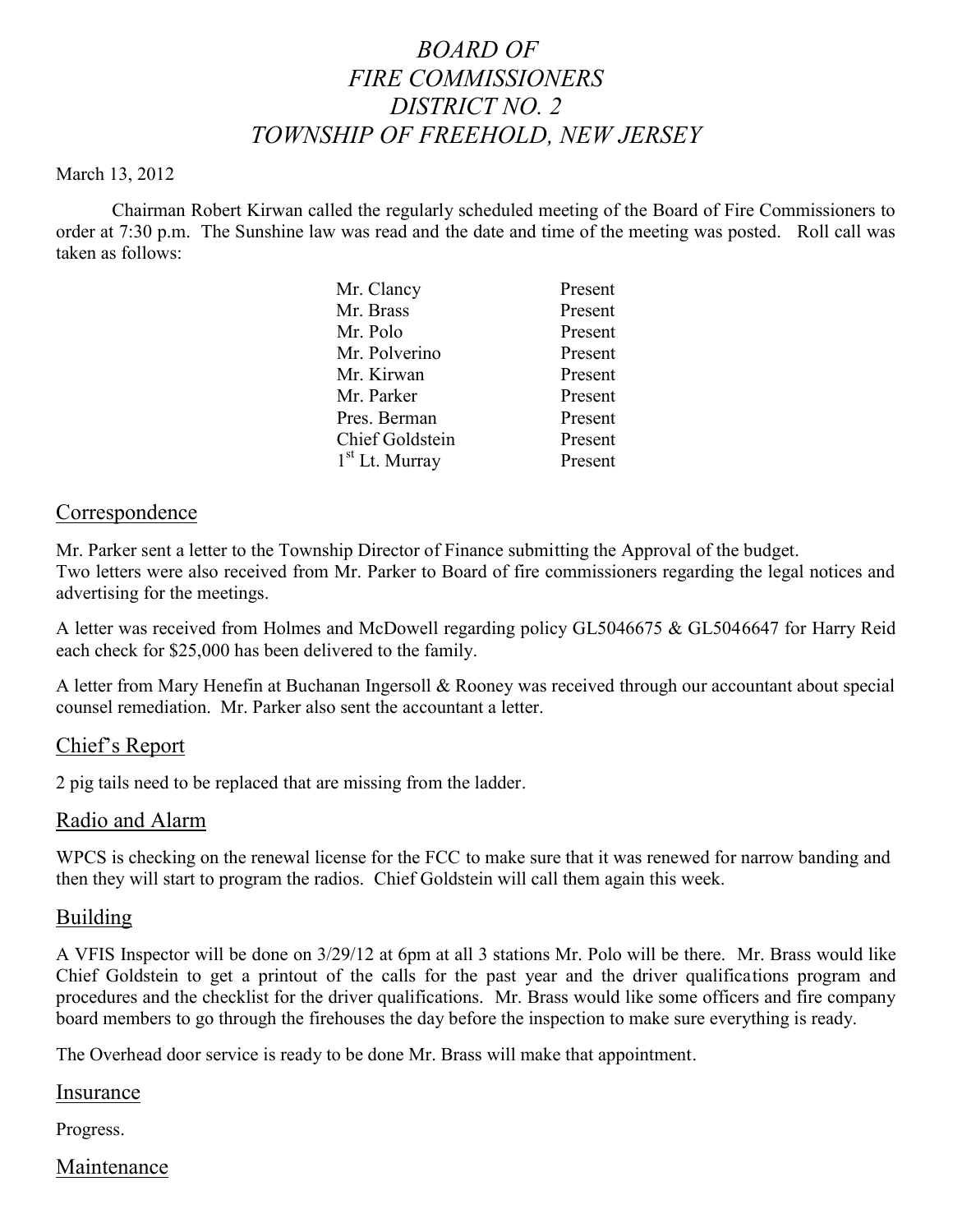# *BOARD OF FIRE COMMISSIONERS DISTRICT NO. 2 TOWNSHIP OF FREEHOLD, NEW JERSEY*

March 13, 2012

Chairman Robert Kirwan called the regularly scheduled meeting of the Board of Fire Commissioners to order at 7:30 p.m. The Sunshine law was read and the date and time of the meeting was posted. Roll call was taken as follows:

| | |
|---|---|
| Mr. Clancy | Present |
| Mr. Brass | Present |
| Mr. Polo | Present |
| Mr. Polverino | Present |
| Mr. Kirwan | Present |
| Mr. Parker | Present |
| Pres. Berman | Present |
| Chief Goldstein | Present |
| 1st Lt. Murray | Present |

## Correspondence

Mr. Parker sent a letter to the Township Director of Finance submitting the Approval of the budget.
Two letters were also received from Mr. Parker to Board of fire commissioners regarding the legal notices and advertising for the meetings.

A letter was received from Holmes and McDowell regarding policy GL5046675 & GL5046647 for Harry Reid each check for $25,000 has been delivered to the family.

A letter from Mary Henefin at Buchanan Ingersoll & Rooney was received through our accountant about special counsel remediation. Mr. Parker also sent the accountant a letter.

## Chief's Report

2 pig tails need to be replaced that are missing from the ladder.

## Radio and Alarm

WPCS is checking on the renewal license for the FCC to make sure that it was renewed for narrow banding and then they will start to program the radios. Chief Goldstein will call them again this week.

## Building

A VFIS Inspector will be done on 3/29/12 at 6pm at all 3 stations Mr. Polo will be there. Mr. Brass would like Chief Goldstein to get a printout of the calls for the past year and the driver qualifications program and procedures and the checklist for the driver qualifications. Mr. Brass would like some officers and fire company board members to go through the firehouses the day before the inspection to make sure everything is ready.

The Overhead door service is ready to be done Mr. Brass will make that appointment.

## Insurance

Progress.

## Maintenance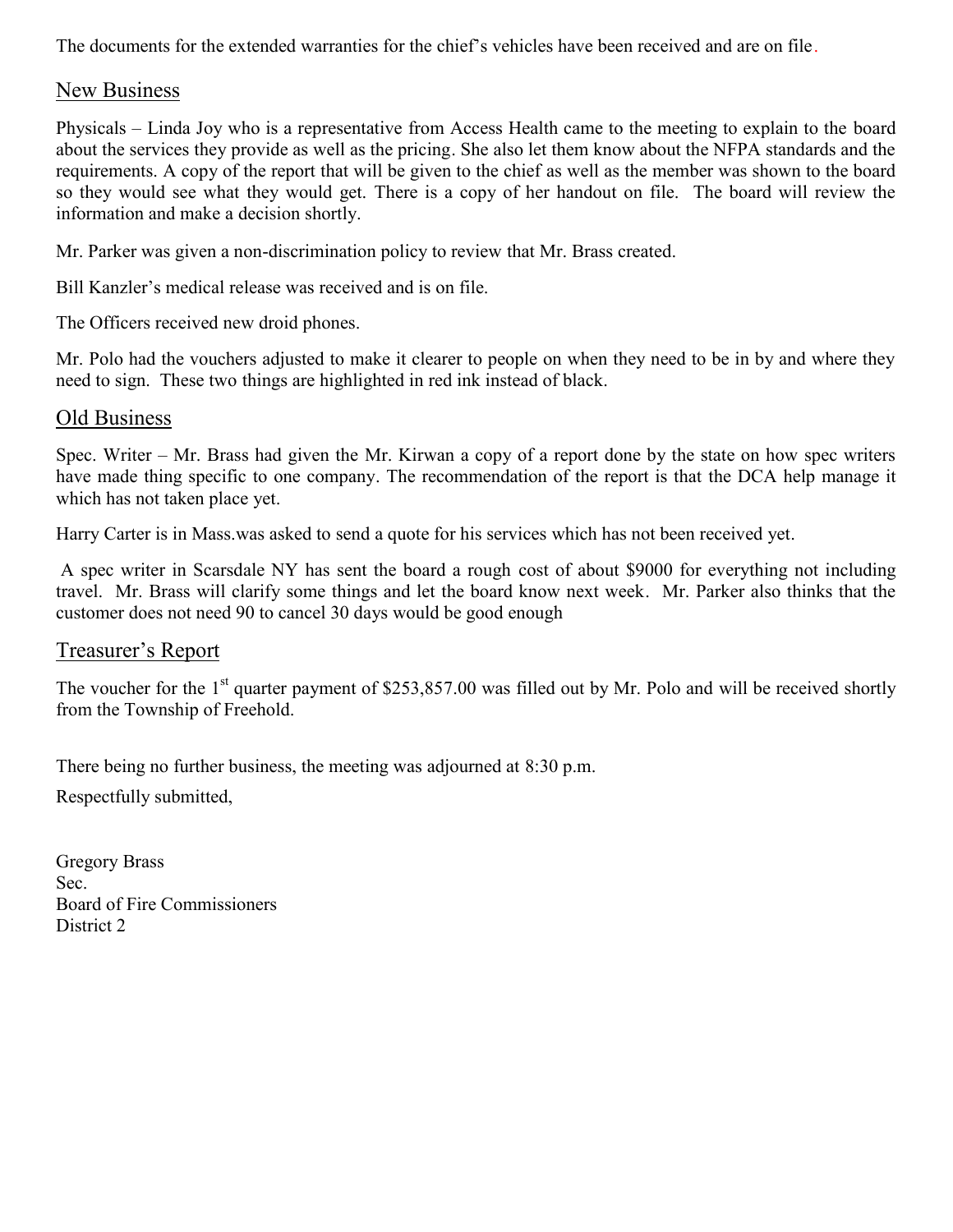The documents for the extended warranties for the chief's vehicles have been received and are on file.

## New Business

Physicals – Linda Joy who is a representative from Access Health came to the meeting to explain to the board about the services they provide as well as the pricing. She also let them know about the NFPA standards and the requirements. A copy of the report that will be given to the chief as well as the member was shown to the board so they would see what they would get. There is a copy of her handout on file. The board will review the information and make a decision shortly.

Mr. Parker was given a non-discrimination policy to review that Mr. Brass created.

Bill Kanzler's medical release was received and is on file.

The Officers received new droid phones.

Mr. Polo had the vouchers adjusted to make it clearer to people on when they need to be in by and where they need to sign. These two things are highlighted in red ink instead of black.

## Old Business

Spec. Writer – Mr. Brass had given the Mr. Kirwan a copy of a report done by the state on how spec writers have made thing specific to one company. The recommendation of the report is that the DCA help manage it which has not taken place yet.

Harry Carter is in Mass.was asked to send a quote for his services which has not been received yet.

A spec writer in Scarsdale NY has sent the board a rough cost of about $9000 for everything not including travel. Mr. Brass will clarify some things and let the board know next week. Mr. Parker also thinks that the customer does not need 90 to cancel 30 days would be good enough

## Treasurer's Report

The voucher for the 1st quarter payment of $253,857.00 was filled out by Mr. Polo and will be received shortly from the Township of Freehold.

There being no further business, the meeting was adjourned at 8:30 p.m.

Respectfully submitted,

Gregory Brass  
Sec.  
Board of Fire Commissioners  
District 2